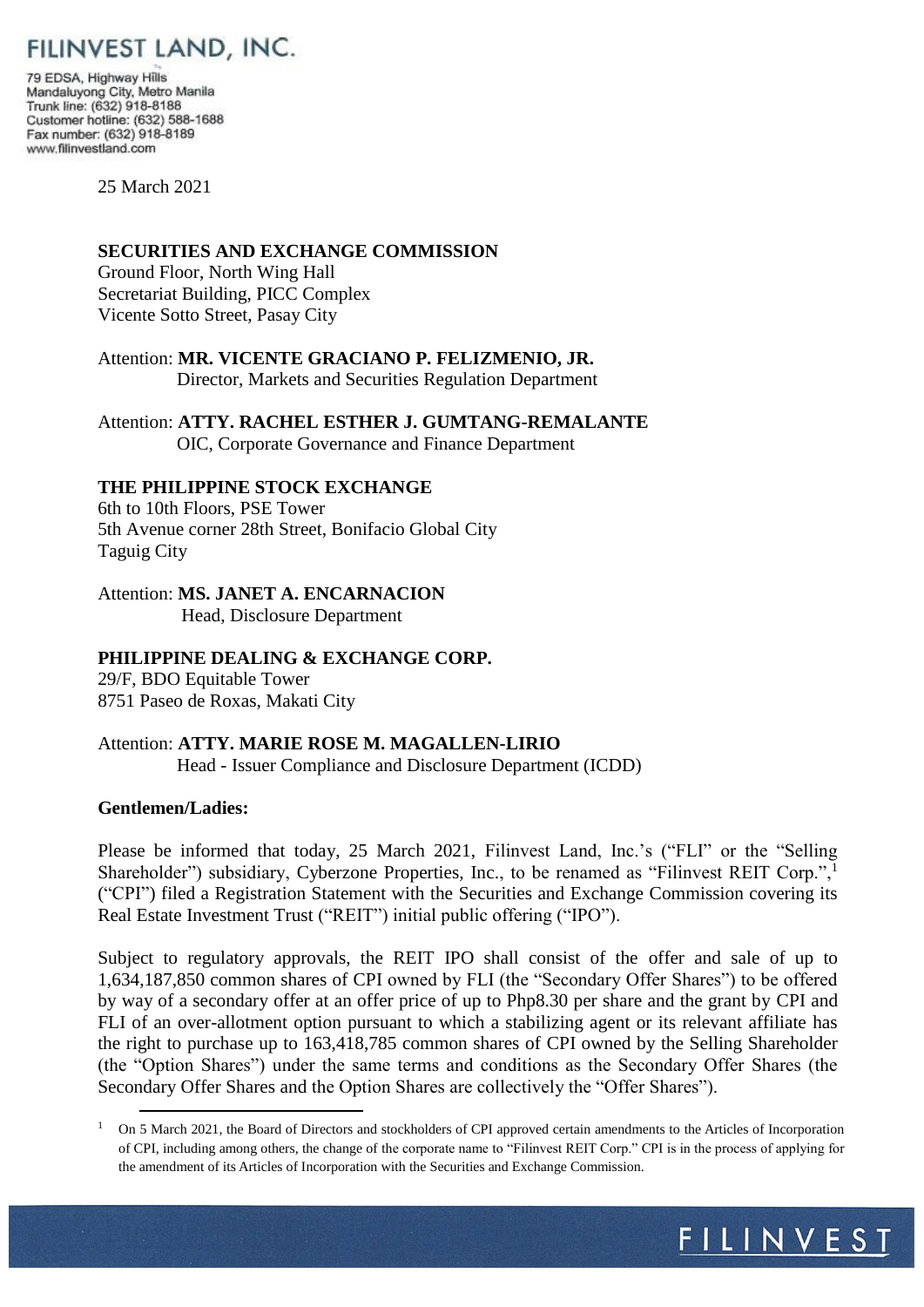# FILINVEST LAND, INC.

79 EDSA, Highway Hills
Mandaluyong City, Metro Manila
Trunk line: (632) 918-8188
Customer hotline: (632) 588-1688
Fax number: (632) 918-8189
www.filinvestland.com

25 March 2021

**SECURITIES AND EXCHANGE COMMISSION**
Ground Floor, North Wing Hall
Secretariat Building, PICC Complex
Vicente Sotto Street, Pasay City

Attention: **MR. VICENTE GRACIANO P. FELIZMENIO, JR.**
Director, Markets and Securities Regulation Department

Attention: **ATTY. RACHEL ESTHER J. GUMTANG-REMALANTE**
OIC, Corporate Governance and Finance Department

**THE PHILIPPINE STOCK EXCHANGE**
6th to 10th Floors, PSE Tower
5th Avenue corner 28th Street, Bonifacio Global City
Taguig City

Attention: **MS. JANET A. ENCARNACION**
Head, Disclosure Department

**PHILIPPINE DEALING & EXCHANGE CORP.**
29/F, BDO Equitable Tower
8751 Paseo de Roxas, Makati City

Attention: **ATTY. MARIE ROSE M. MAGALLEN-LIRIO**
Head - Issuer Compliance and Disclosure Department (ICDD)

**Gentlemen/Ladies:**

Please be informed that today, 25 March 2021, Filinvest Land, Inc.'s ("FLI" or the "Selling Shareholder") subsidiary, Cyberzone Properties, Inc., to be renamed as "Filinvest REIT Corp.",[1] ("CPI") filed a Registration Statement with the Securities and Exchange Commission covering its Real Estate Investment Trust ("REIT") initial public offering ("IPO").

Subject to regulatory approvals, the REIT IPO shall consist of the offer and sale of up to 1,634,187,850 common shares of CPI owned by FLI (the "Secondary Offer Shares") to be offered by way of a secondary offer at an offer price of up to Php8.30 per share and the grant by CPI and FLI of an over-allotment option pursuant to which a stabilizing agent or its relevant affiliate has the right to purchase up to 163,418,785 common shares of CPI owned by the Selling Shareholder (the "Option Shares") under the same terms and conditions as the Secondary Offer Shares (the Secondary Offer Shares and the Option Shares are collectively the "Offer Shares").

[1] On 5 March 2021, the Board of Directors and stockholders of CPI approved certain amendments to the Articles of Incorporation of CPI, including among others, the change of the corporate name to "Filinvest REIT Corp." CPI is in the process of applying for the amendment of its Articles of Incorporation with the Securities and Exchange Commission.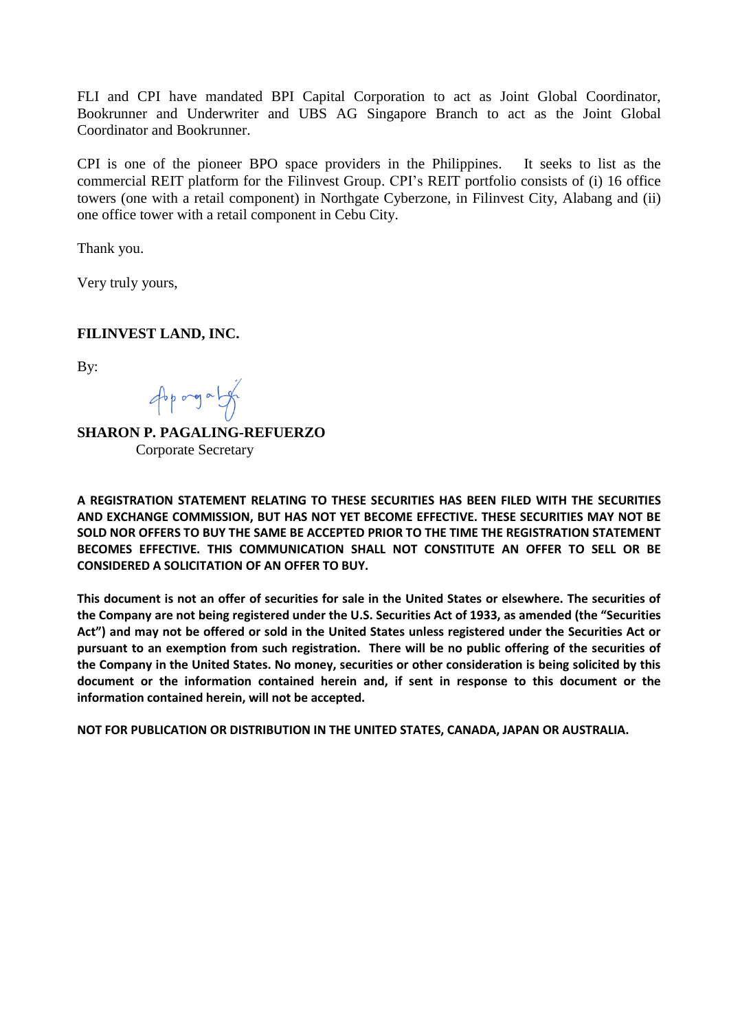FLI and CPI have mandated BPI Capital Corporation to act as Joint Global Coordinator, Bookrunner and Underwriter and UBS AG Singapore Branch to act as the Joint Global Coordinator and Bookrunner.

CPI is one of the pioneer BPO space providers in the Philippines. It seeks to list as the commercial REIT platform for the Filinvest Group. CPI's REIT portfolio consists of (i) 16 office towers (one with a retail component) in Northgate Cyberzone, in Filinvest City, Alabang and (ii) one office tower with a retail component in Cebu City.

Thank you.

Very truly yours,

**FILINVEST LAND, INC.**

By:

**SHARON P. PAGALING-REFUERZO**
Corporate Secretary

**A REGISTRATION STATEMENT RELATING TO THESE SECURITIES HAS BEEN FILED WITH THE SECURITIES AND EXCHANGE COMMISSION, BUT HAS NOT YET BECOME EFFECTIVE. THESE SECURITIES MAY NOT BE SOLD NOR OFFERS TO BUY THE SAME BE ACCEPTED PRIOR TO THE TIME THE REGISTRATION STATEMENT BECOMES EFFECTIVE. THIS COMMUNICATION SHALL NOT CONSTITUTE AN OFFER TO SELL OR BE CONSIDERED A SOLICITATION OF AN OFFER TO BUY.**

**This document is not an offer of securities for sale in the United States or elsewhere. The securities of the Company are not being registered under the U.S. Securities Act of 1933, as amended (the "Securities Act") and may not be offered or sold in the United States unless registered under the Securities Act or pursuant to an exemption from such registration. There will be no public offering of the securities of the Company in the United States. No money, securities or other consideration is being solicited by this document or the information contained herein and, if sent in response to this document or the information contained herein, will not be accepted.**

**NOT FOR PUBLICATION OR DISTRIBUTION IN THE UNITED STATES, CANADA, JAPAN OR AUSTRALIA.**